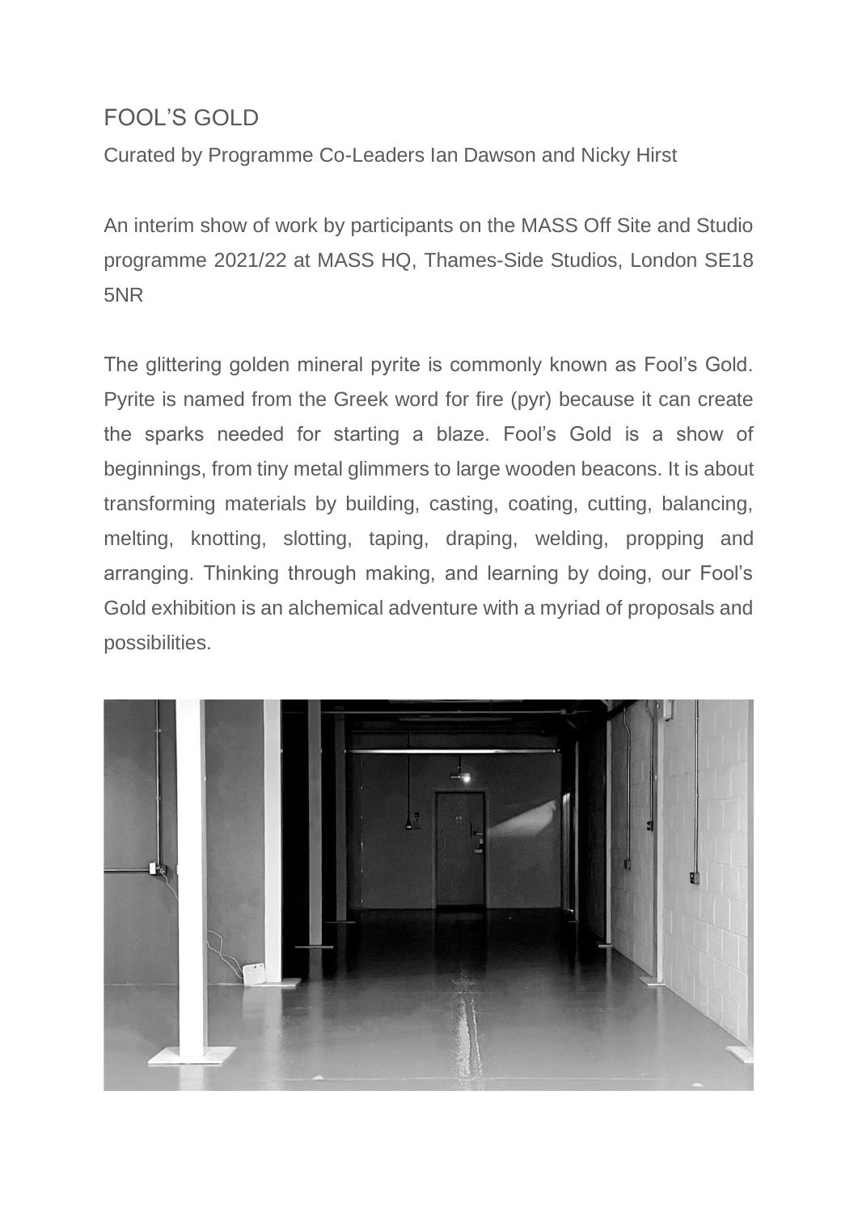# FOOL'S GOLD

Curated by Programme Co-Leaders Ian Dawson and Nicky Hirst

An interim show of work by participants on the MASS Off Site and Studio programme 2021/22 at MASS HQ, Thames-Side Studios, London SE18 5NR

The glittering golden mineral pyrite is commonly known as Fool's Gold. Pyrite is named from the Greek word for fire (pyr) because it can create the sparks needed for starting a blaze. Fool's Gold is a show of beginnings, from tiny metal glimmers to large wooden beacons. It is about transforming materials by building, casting, coating, cutting, balancing, melting, knotting, slotting, taping, draping, welding, propping and arranging. Thinking through making, and learning by doing, our Fool's Gold exhibition is an alchemical adventure with a myriad of proposals and possibilities.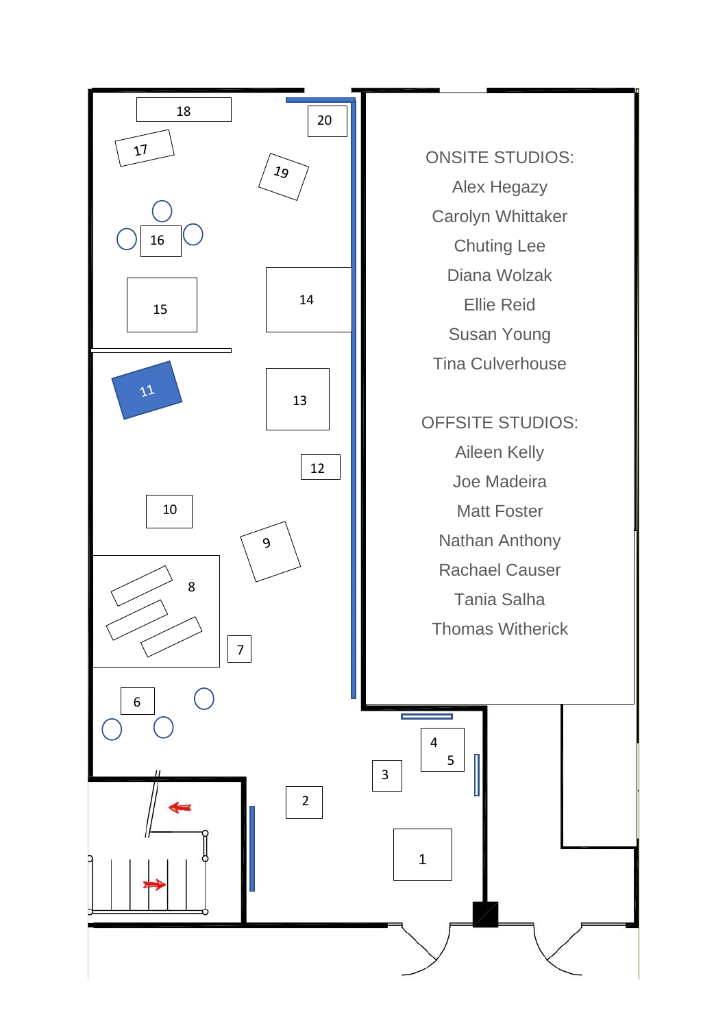ONSITE STUDIOS:

Alex Hegazy

Carolyn Whittaker

Chuting Lee

Diana Wolzak

Ellie Reid

Susan Young

Tina Culverhouse

OFFSITE STUDIOS:

Aileen Kelly

Joe Madeira

Matt Foster

Nathan Anthony

Rachael Causer

Tania Salha

Thomas Witherick

18 20 17 19 16 15 14 11 13 12 10 9 8 7 6 4 5 3 2 1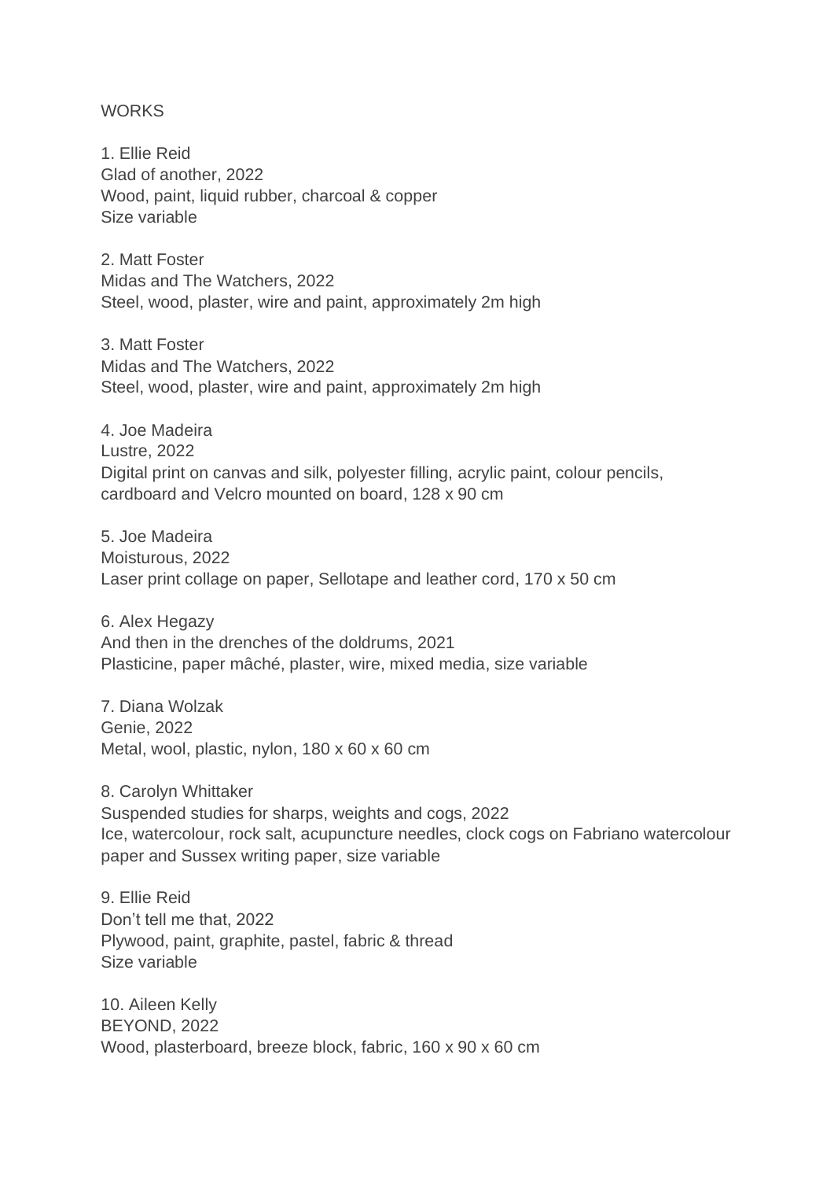WORKS

1. Ellie Reid
Glad of another, 2022
Wood, paint, liquid rubber, charcoal & copper
Size variable

2. Matt Foster
Midas and The Watchers, 2022
Steel, wood, plaster, wire and paint, approximately 2m high

3. Matt Foster
Midas and The Watchers, 2022
Steel, wood, plaster, wire and paint, approximately 2m high

4. Joe Madeira
Lustre, 2022
Digital print on canvas and silk, polyester filling, acrylic paint, colour pencils, cardboard and Velcro mounted on board, 128 x 90 cm

5. Joe Madeira
Moisturous, 2022
Laser print collage on paper, Sellotape and leather cord, 170 x 50 cm

6. Alex Hegazy
And then in the drenches of the doldrums, 2021
Plasticine, paper mâché, plaster, wire, mixed media, size variable

7. Diana Wolzak
Genie, 2022
Metal, wool, plastic, nylon, 180 x 60 x 60 cm

8. Carolyn Whittaker
Suspended studies for sharps, weights and cogs, 2022
Ice, watercolour, rock salt, acupuncture needles, clock cogs on Fabriano watercolour paper and Sussex writing paper, size variable

9. Ellie Reid
Don't tell me that, 2022
Plywood, paint, graphite, pastel, fabric & thread
Size variable

10. Aileen Kelly
BEYOND, 2022
Wood, plasterboard, breeze block, fabric, 160 x 90 x 60 cm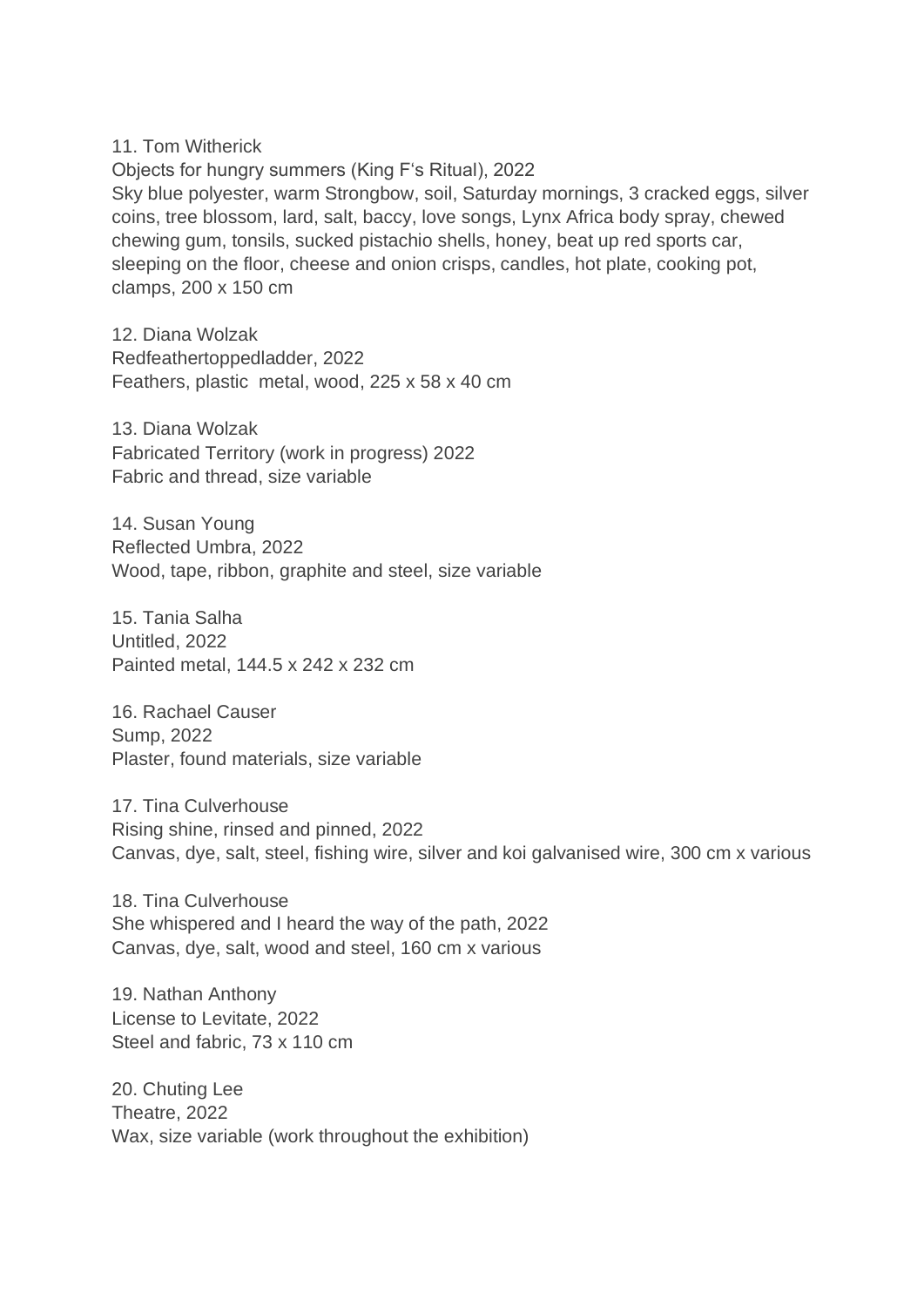11. Tom Witherick
Objects for hungry summers (King F's Ritual), 2022
Sky blue polyester, warm Strongbow, soil, Saturday mornings, 3 cracked eggs, silver coins, tree blossom, lard, salt, baccy, love songs, Lynx Africa body spray, chewed chewing gum, tonsils, sucked pistachio shells, honey, beat up red sports car, sleeping on the floor, cheese and onion crisps, candles, hot plate, cooking pot, clamps, 200 x 150 cm

12. Diana Wolzak
Redfeathertoppedladder, 2022
Feathers, plastic metal, wood, 225 x 58 x 40 cm

13. Diana Wolzak
Fabricated Territory (work in progress) 2022
Fabric and thread, size variable

14. Susan Young
Reflected Umbra, 2022
Wood, tape, ribbon, graphite and steel, size variable

15. Tania Salha
Untitled, 2022
Painted metal, 144.5 x 242 x 232 cm

16. Rachael Causer
Sump, 2022
Plaster, found materials, size variable

17. Tina Culverhouse
Rising shine, rinsed and pinned, 2022
Canvas, dye, salt, steel, fishing wire, silver and koi galvanised wire, 300 cm x various

18. Tina Culverhouse
She whispered and I heard the way of the path, 2022
Canvas, dye, salt, wood and steel, 160 cm x various

19. Nathan Anthony
License to Levitate, 2022
Steel and fabric, 73 x 110 cm

20. Chuting Lee
Theatre, 2022
Wax, size variable (work throughout the exhibition)